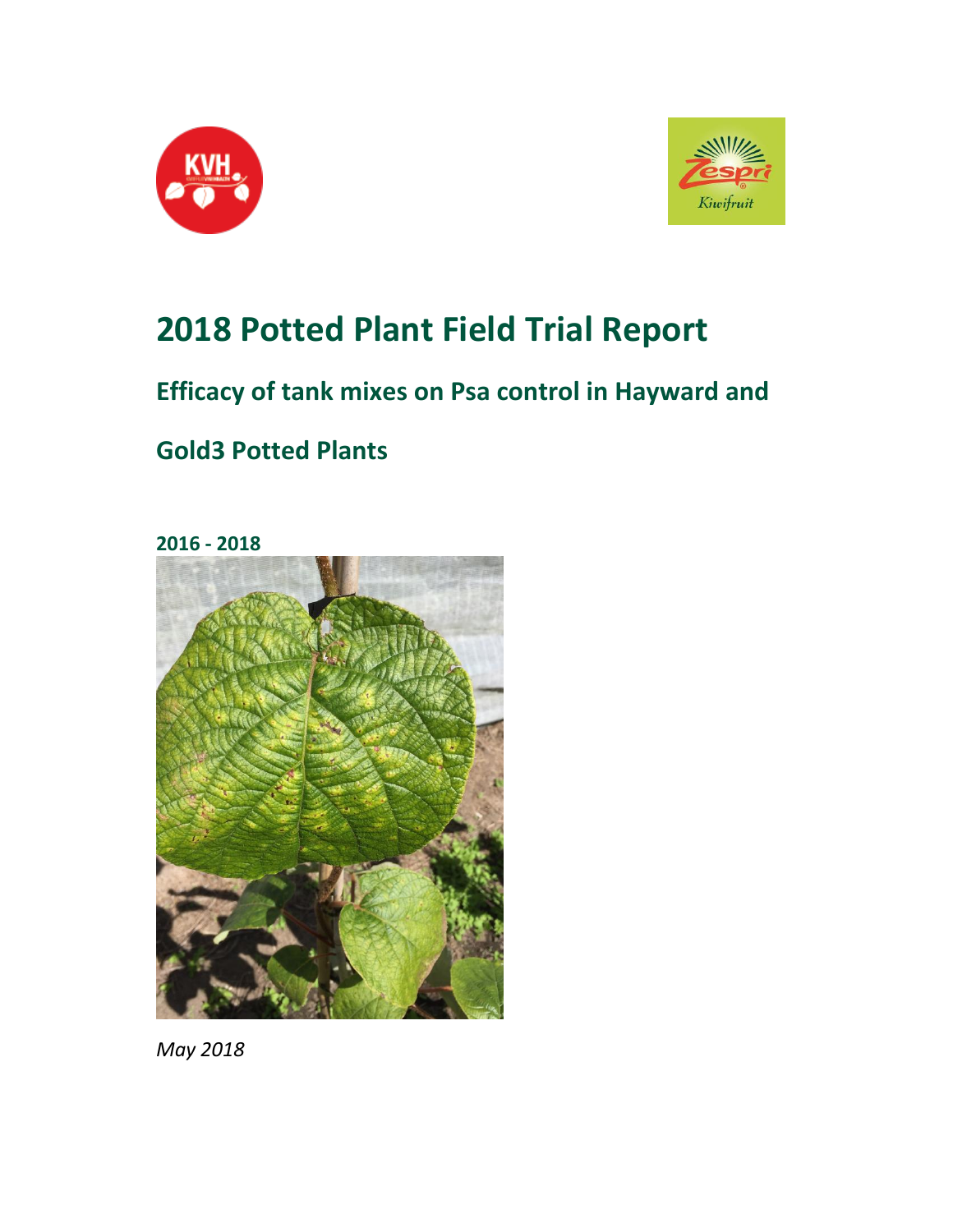# 2018 Potted Plant Field Trial Report

## Efficacy of tank mixes on Psa control in Hayward and Gold3 Potted Plants

**2016 - 2018**

*May 2018*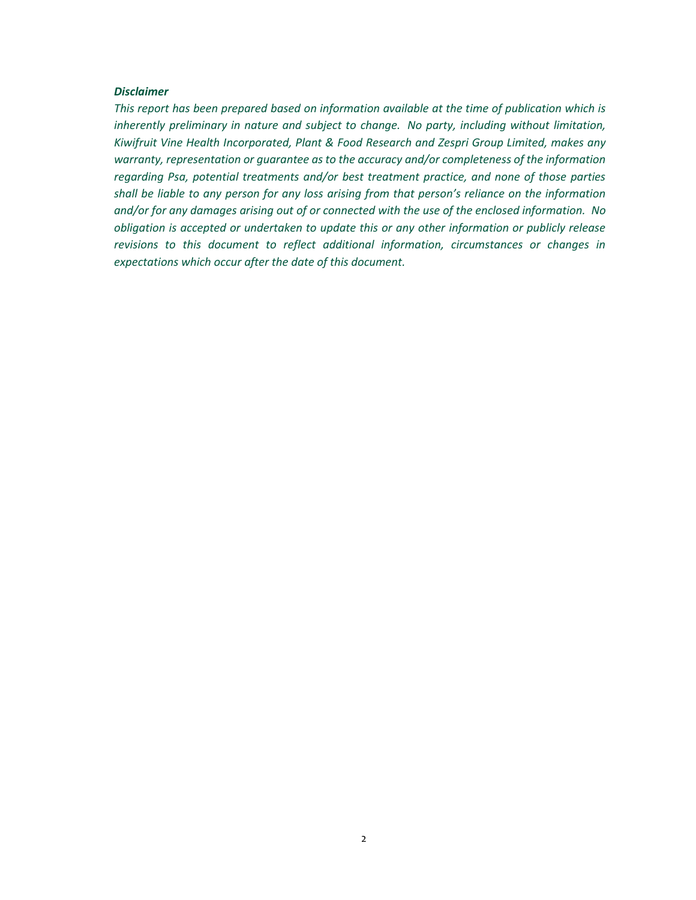***Disclaimer***

*This report has been prepared based on information available at the time of publication which is inherently preliminary in nature and subject to change. No party, including without limitation, Kiwifruit Vine Health Incorporated, Plant & Food Research and Zespri Group Limited, makes any warranty, representation or guarantee as to the accuracy and/or completeness of the information regarding Psa, potential treatments and/or best treatment practice, and none of those parties shall be liable to any person for any loss arising from that person's reliance on the information and/or for any damages arising out of or connected with the use of the enclosed information. No obligation is accepted or undertaken to update this or any other information or publicly release revisions to this document to reflect additional information, circumstances or changes in expectations which occur after the date of this document.*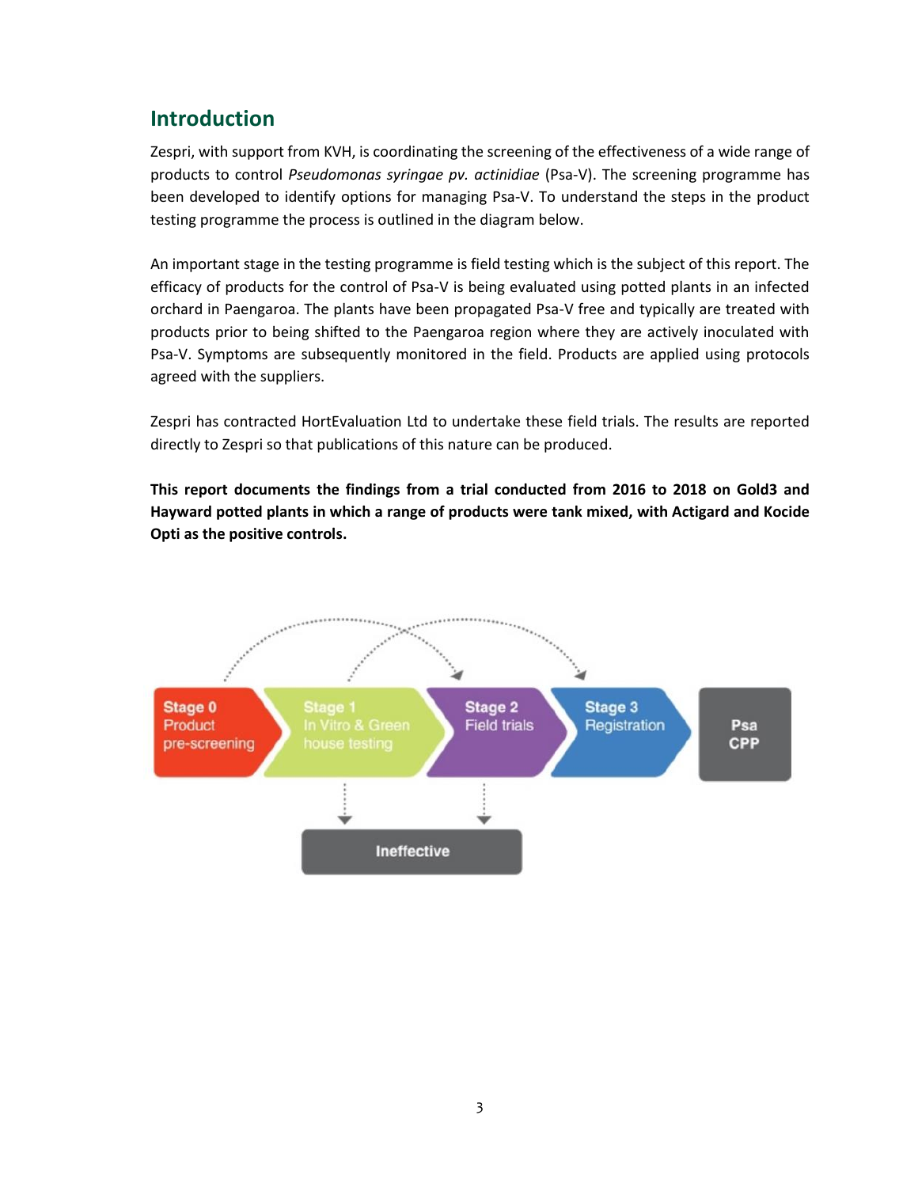## Introduction

Zespri, with support from KVH, is coordinating the screening of the effectiveness of a wide range of products to control *Pseudomonas syringae pv. actinidiae* (Psa-V). The screening programme has been developed to identify options for managing Psa-V. To understand the steps in the product testing programme the process is outlined in the diagram below.

An important stage in the testing programme is field testing which is the subject of this report. The efficacy of products for the control of Psa-V is being evaluated using potted plants in an infected orchard in Paengaroa. The plants have been propagated Psa-V free and typically are treated with products prior to being shifted to the Paengaroa region where they are actively inoculated with Psa-V. Symptoms are subsequently monitored in the field. Products are applied using protocols agreed with the suppliers.

Zespri has contracted HortEvaluation Ltd to undertake these field trials. The results are reported directly to Zespri so that publications of this nature can be produced.

**This report documents the findings from a trial conducted from 2016 to 2018 on Gold3 and Hayward potted plants in which a range of products were tank mixed, with Actigard and Kocide Opti as the positive controls.**

Stage 0 Product pre-screening → Stage 1 In Vitro & Green house testing → Stage 2 Field trials → Stage 3 Registration → Psa CPP

Ineffective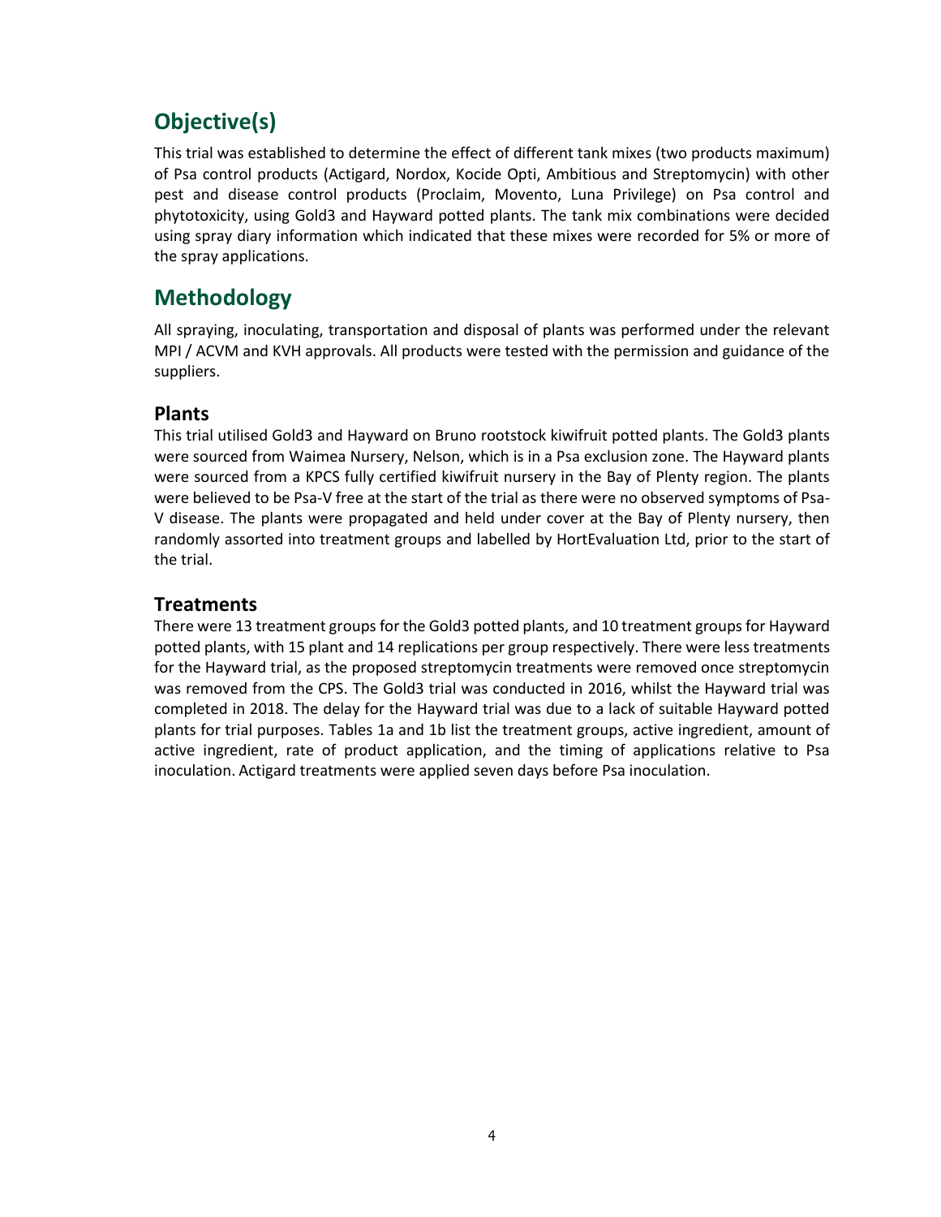# Objective(s)

This trial was established to determine the effect of different tank mixes (two products maximum) of Psa control products (Actigard, Nordox, Kocide Opti, Ambitious and Streptomycin) with other pest and disease control products (Proclaim, Movento, Luna Privilege) on Psa control and phytotoxicity, using Gold3 and Hayward potted plants. The tank mix combinations were decided using spray diary information which indicated that these mixes were recorded for 5% or more of the spray applications.

# Methodology

All spraying, inoculating, transportation and disposal of plants was performed under the relevant MPI / ACVM and KVH approvals. All products were tested with the permission and guidance of the suppliers.

## Plants

This trial utilised Gold3 and Hayward on Bruno rootstock kiwifruit potted plants. The Gold3 plants were sourced from Waimea Nursery, Nelson, which is in a Psa exclusion zone. The Hayward plants were sourced from a KPCS fully certified kiwifruit nursery in the Bay of Plenty region. The plants were believed to be Psa-V free at the start of the trial as there were no observed symptoms of Psa-V disease. The plants were propagated and held under cover at the Bay of Plenty nursery, then randomly assorted into treatment groups and labelled by HortEvaluation Ltd, prior to the start of the trial.

## Treatments

There were 13 treatment groups for the Gold3 potted plants, and 10 treatment groups for Hayward potted plants, with 15 plant and 14 replications per group respectively. There were less treatments for the Hayward trial, as the proposed streptomycin treatments were removed once streptomycin was removed from the CPS. The Gold3 trial was conducted in 2016, whilst the Hayward trial was completed in 2018. The delay for the Hayward trial was due to a lack of suitable Hayward potted plants for trial purposes. Tables 1a and 1b list the treatment groups, active ingredient, amount of active ingredient, rate of product application, and the timing of applications relative to Psa inoculation. Actigard treatments were applied seven days before Psa inoculation.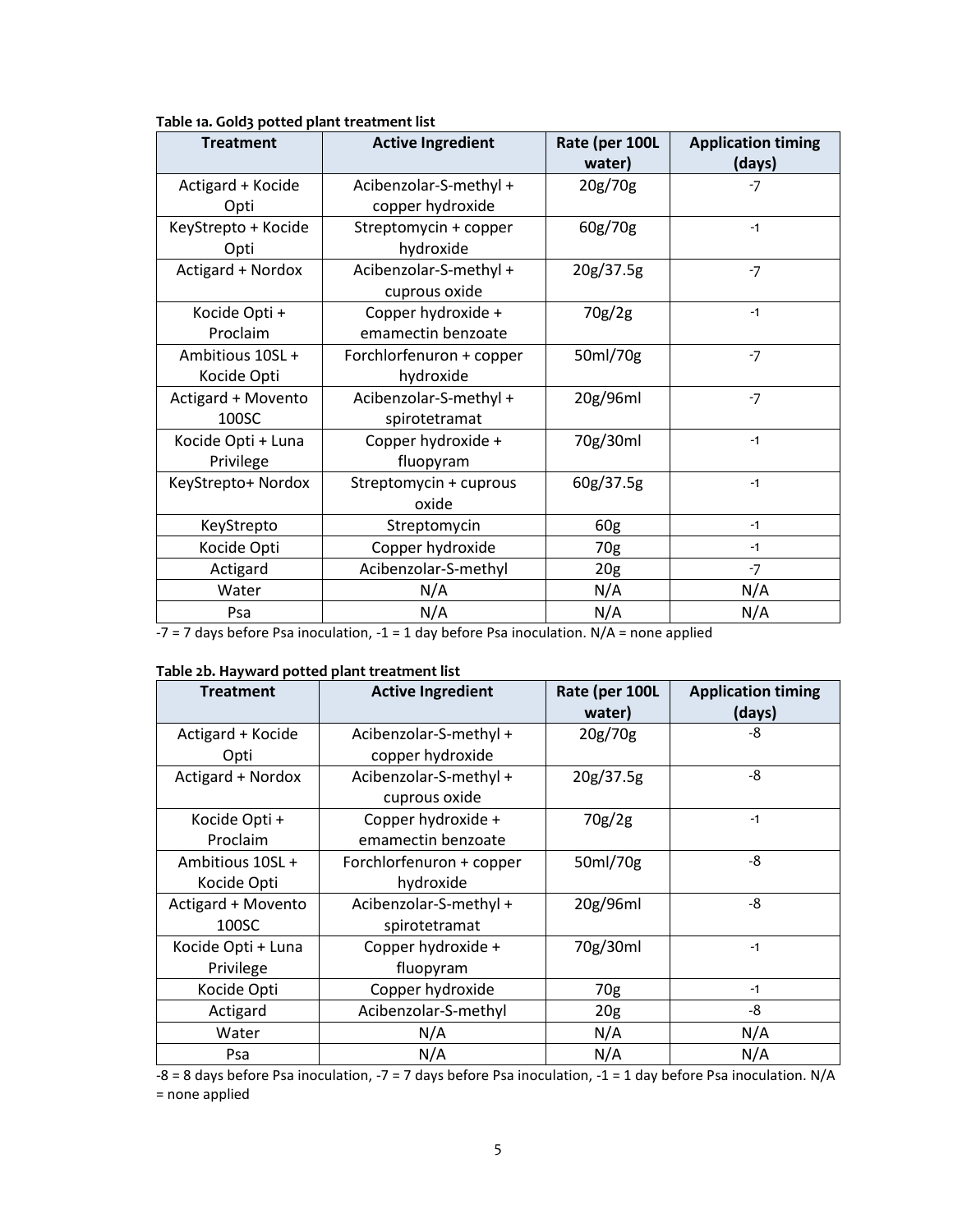**Table 1a. Gold3 potted plant treatment list**

| Treatment | Active Ingredient | Rate (per 100L water) | Application timing (days) |
|---|---|---|---|
| Actigard + Kocide Opti | Acibenzolar-S-methyl + copper hydroxide | 20g/70g | -7 |
| KeyStrepto + Kocide Opti | Streptomycin + copper hydroxide | 60g/70g | -1 |
| Actigard + Nordox | Acibenzolar-S-methyl + cuprous oxide | 20g/37.5g | -7 |
| Kocide Opti + Proclaim | Copper hydroxide + emamectin benzoate | 70g/2g | -1 |
| Ambitious 10SL + Kocide Opti | Forchlorfenuron + copper hydroxide | 50ml/70g | -7 |
| Actigard + Movento 100SC | Acibenzolar-S-methyl + spirotetramat | 20g/96ml | -7 |
| Kocide Opti + Luna Privilege | Copper hydroxide + fluopyram | 70g/30ml | -1 |
| KeyStrepto+ Nordox | Streptomycin + cuprous oxide | 60g/37.5g | -1 |
| KeyStrepto | Streptomycin | 60g | -1 |
| Kocide Opti | Copper hydroxide | 70g | -1 |
| Actigard | Acibenzolar-S-methyl | 20g | -7 |
| Water | N/A | N/A | N/A |
| Psa | N/A | N/A | N/A |

-7 = 7 days before Psa inoculation, -1 = 1 day before Psa inoculation. N/A = none applied

**Table 2b. Hayward potted plant treatment list**

| Treatment | Active Ingredient | Rate (per 100L water) | Application timing (days) |
|---|---|---|---|
| Actigard + Kocide Opti | Acibenzolar-S-methyl + copper hydroxide | 20g/70g | -8 |
| Actigard + Nordox | Acibenzolar-S-methyl + cuprous oxide | 20g/37.5g | -8 |
| Kocide Opti + Proclaim | Copper hydroxide + emamectin benzoate | 70g/2g | -1 |
| Ambitious 10SL + Kocide Opti | Forchlorfenuron + copper hydroxide | 50ml/70g | -8 |
| Actigard + Movento 100SC | Acibenzolar-S-methyl + spirotetramat | 20g/96ml | -8 |
| Kocide Opti + Luna Privilege | Copper hydroxide + fluopyram | 70g/30ml | -1 |
| Kocide Opti | Copper hydroxide | 70g | -1 |
| Actigard | Acibenzolar-S-methyl | 20g | -8 |
| Water | N/A | N/A | N/A |
| Psa | N/A | N/A | N/A |

-8 = 8 days before Psa inoculation, -7 = 7 days before Psa inoculation, -1 = 1 day before Psa inoculation. N/A = none applied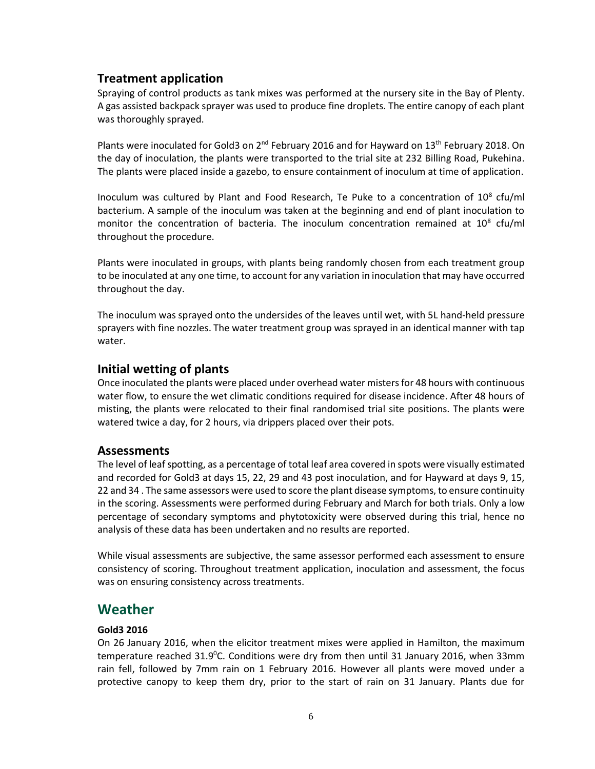## Treatment application

Spraying of control products as tank mixes was performed at the nursery site in the Bay of Plenty. A gas assisted backpack sprayer was used to produce fine droplets. The entire canopy of each plant was thoroughly sprayed.

Plants were inoculated for Gold3 on 2nd February 2016 and for Hayward on 13th February 2018. On the day of inoculation, the plants were transported to the trial site at 232 Billing Road, Pukehina. The plants were placed inside a gazebo, to ensure containment of inoculum at time of application.

Inoculum was cultured by Plant and Food Research, Te Puke to a concentration of $10^8$ cfu/ml bacterium. A sample of the inoculum was taken at the beginning and end of plant inoculation to monitor the concentration of bacteria. The inoculum concentration remained at $10^8$ cfu/ml throughout the procedure.

Plants were inoculated in groups, with plants being randomly chosen from each treatment group to be inoculated at any one time, to account for any variation in inoculation that may have occurred throughout the day.

The inoculum was sprayed onto the undersides of the leaves until wet, with 5L hand-held pressure sprayers with fine nozzles. The water treatment group was sprayed in an identical manner with tap water.

## Initial wetting of plants

Once inoculated the plants were placed under overhead water misters for 48 hours with continuous water flow, to ensure the wet climatic conditions required for disease incidence. After 48 hours of misting, the plants were relocated to their final randomised trial site positions. The plants were watered twice a day, for 2 hours, via drippers placed over their pots.

## Assessments

The level of leaf spotting, as a percentage of total leaf area covered in spots were visually estimated and recorded for Gold3 at days 15, 22, 29 and 43 post inoculation, and for Hayward at days 9, 15, 22 and 34 . The same assessors were used to score the plant disease symptoms, to ensure continuity in the scoring. Assessments were performed during February and March for both trials. Only a low percentage of secondary symptoms and phytotoxicity were observed during this trial, hence no analysis of these data has been undertaken and no results are reported.

While visual assessments are subjective, the same assessor performed each assessment to ensure consistency of scoring. Throughout treatment application, inoculation and assessment, the focus was on ensuring consistency across treatments.

# Weather

**Gold3 2016**

On 26 January 2016, when the elicitor treatment mixes were applied in Hamilton, the maximum temperature reached 31.9$^0$C. Conditions were dry from then until 31 January 2016, when 33mm rain fell, followed by 7mm rain on 1 February 2016. However all plants were moved under a protective canopy to keep them dry, prior to the start of rain on 31 January. Plants due for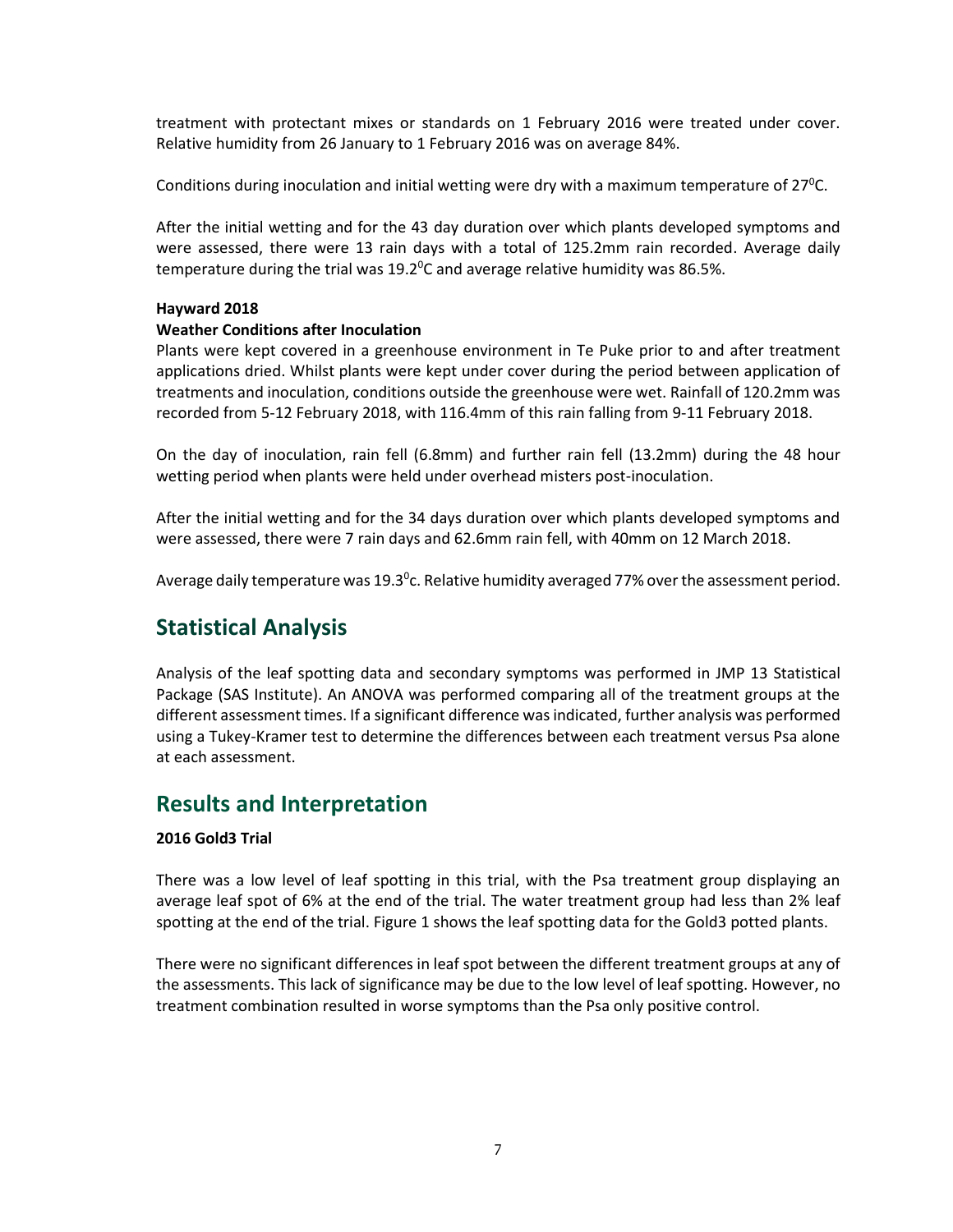treatment with protectant mixes or standards on 1 February 2016 were treated under cover. Relative humidity from 26 January to 1 February 2016 was on average 84%.

Conditions during inoculation and initial wetting were dry with a maximum temperature of $27^0$C.

After the initial wetting and for the 43 day duration over which plants developed symptoms and were assessed, there were 13 rain days with a total of 125.2mm rain recorded. Average daily temperature during the trial was $19.2^0$C and average relative humidity was 86.5%.

**Hayward 2018**

**Weather Conditions after Inoculation**

Plants were kept covered in a greenhouse environment in Te Puke prior to and after treatment applications dried. Whilst plants were kept under cover during the period between application of treatments and inoculation, conditions outside the greenhouse were wet. Rainfall of 120.2mm was recorded from 5-12 February 2018, with 116.4mm of this rain falling from 9-11 February 2018.

On the day of inoculation, rain fell (6.8mm) and further rain fell (13.2mm) during the 48 hour wetting period when plants were held under overhead misters post-inoculation.

After the initial wetting and for the 34 days duration over which plants developed symptoms and were assessed, there were 7 rain days and 62.6mm rain fell, with 40mm on 12 March 2018.

Average daily temperature was $19.3^0$c. Relative humidity averaged 77% over the assessment period.

## Statistical Analysis

Analysis of the leaf spotting data and secondary symptoms was performed in JMP 13 Statistical Package (SAS Institute). An ANOVA was performed comparing all of the treatment groups at the different assessment times. If a significant difference was indicated, further analysis was performed using a Tukey-Kramer test to determine the differences between each treatment versus Psa alone at each assessment.

## Results and Interpretation

**2016 Gold3 Trial**

There was a low level of leaf spotting in this trial, with the Psa treatment group displaying an average leaf spot of 6% at the end of the trial. The water treatment group had less than 2% leaf spotting at the end of the trial. Figure 1 shows the leaf spotting data for the Gold3 potted plants.

There were no significant differences in leaf spot between the different treatment groups at any of the assessments. This lack of significance may be due to the low level of leaf spotting. However, no treatment combination resulted in worse symptoms than the Psa only positive control.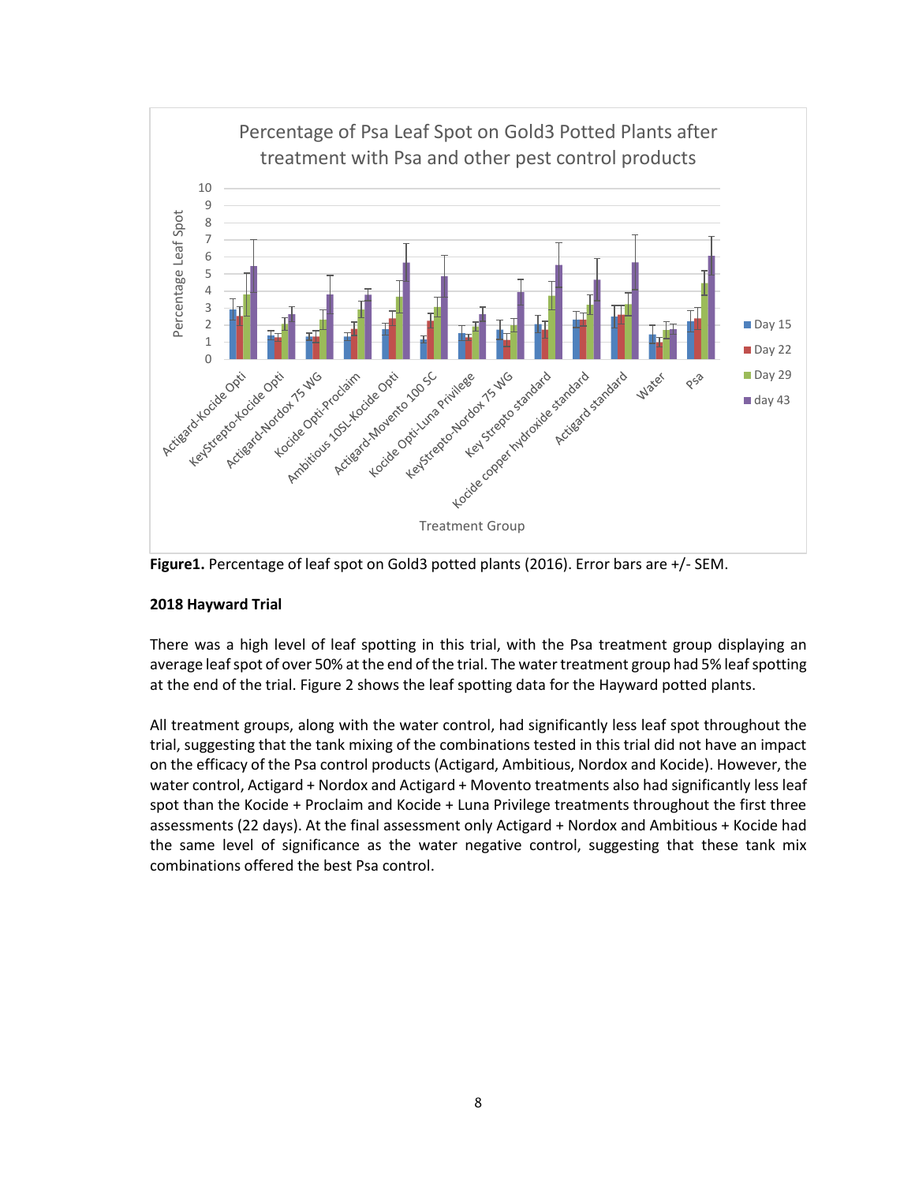Percentage of Psa Leaf Spot on Gold3 Potted Plants after treatment with Psa and other pest control products

**Figure1.** Percentage of leaf spot on Gold3 potted plants (2016). Error bars are +/- SEM.

**2018 Hayward Trial**

There was a high level of leaf spotting in this trial, with the Psa treatment group displaying an average leaf spot of over 50% at the end of the trial. The water treatment group had 5% leaf spotting at the end of the trial. Figure 2 shows the leaf spotting data for the Hayward potted plants.

All treatment groups, along with the water control, had significantly less leaf spot throughout the trial, suggesting that the tank mixing of the combinations tested in this trial did not have an impact on the efficacy of the Psa control products (Actigard, Ambitious, Nordox and Kocide). However, the water control, Actigard + Nordox and Actigard + Movento treatments also had significantly less leaf spot than the Kocide + Proclaim and Kocide + Luna Privilege treatments throughout the first three assessments (22 days). At the final assessment only Actigard + Nordox and Ambitious + Kocide had the same level of significance as the water negative control, suggesting that these tank mix combinations offered the best Psa control.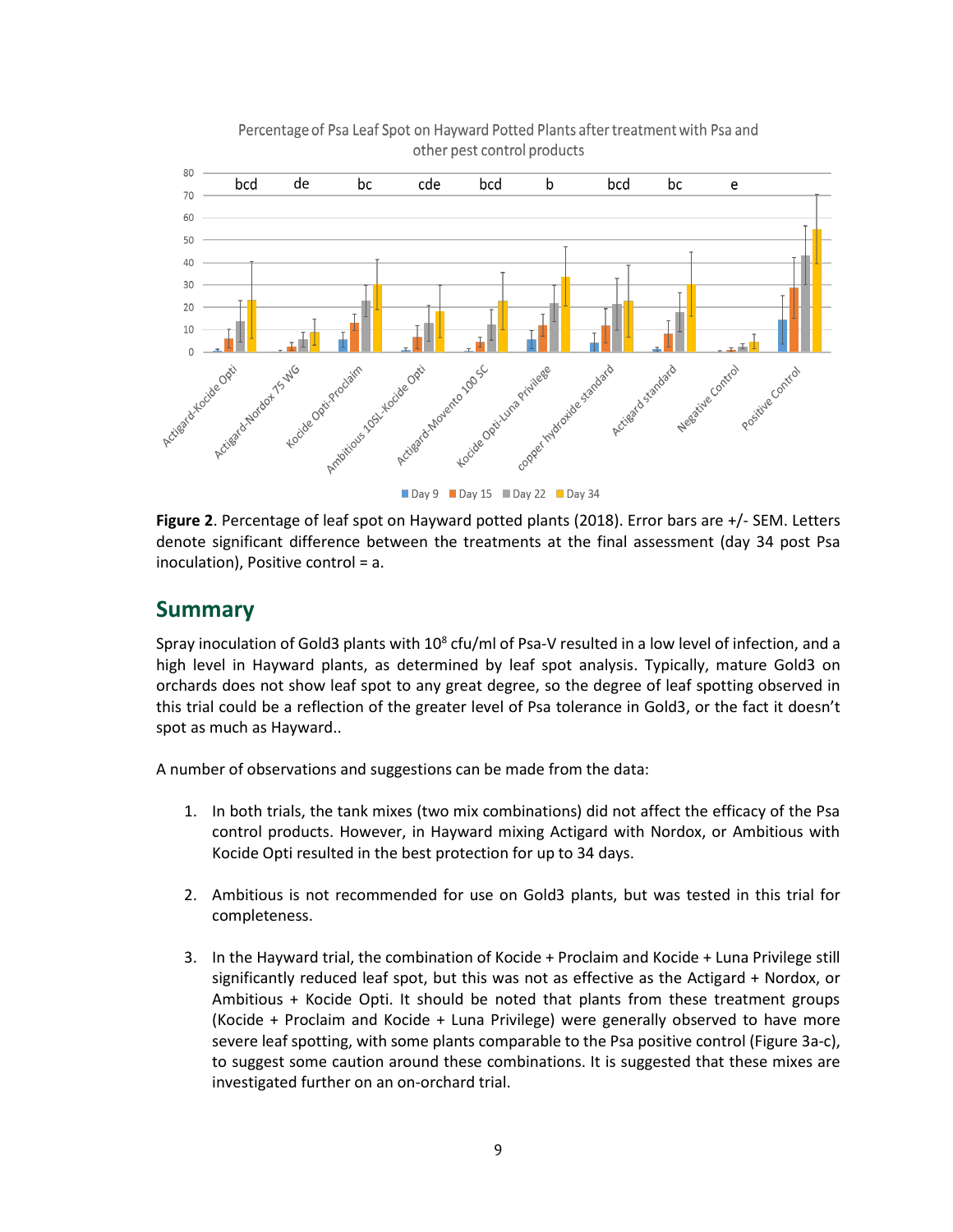Percentage of Psa Leaf Spot on Hayward Potted Plants after treatment with Psa and other pest control products

**Figure 2**. Percentage of leaf spot on Hayward potted plants (2018). Error bars are +/- SEM. Letters denote significant difference between the treatments at the final assessment (day 34 post Psa inoculation), Positive control = a.

## Summary

Spray inoculation of Gold3 plants with $10^8$ cfu/ml of Psa-V resulted in a low level of infection, and a high level in Hayward plants, as determined by leaf spot analysis. Typically, mature Gold3 on orchards does not show leaf spot to any great degree, so the degree of leaf spotting observed in this trial could be a reflection of the greater level of Psa tolerance in Gold3, or the fact it doesn't spot as much as Hayward..

A number of observations and suggestions can be made from the data:

1. In both trials, the tank mixes (two mix combinations) did not affect the efficacy of the Psa control products. However, in Hayward mixing Actigard with Nordox, or Ambitious with Kocide Opti resulted in the best protection for up to 34 days.

2. Ambitious is not recommended for use on Gold3 plants, but was tested in this trial for completeness.

3. In the Hayward trial, the combination of Kocide + Proclaim and Kocide + Luna Privilege still significantly reduced leaf spot, but this was not as effective as the Actigard + Nordox, or Ambitious + Kocide Opti. It should be noted that plants from these treatment groups (Kocide + Proclaim and Kocide + Luna Privilege) were generally observed to have more severe leaf spotting, with some plants comparable to the Psa positive control (Figure 3a-c), to suggest some caution around these combinations. It is suggested that these mixes are investigated further on an on-orchard trial.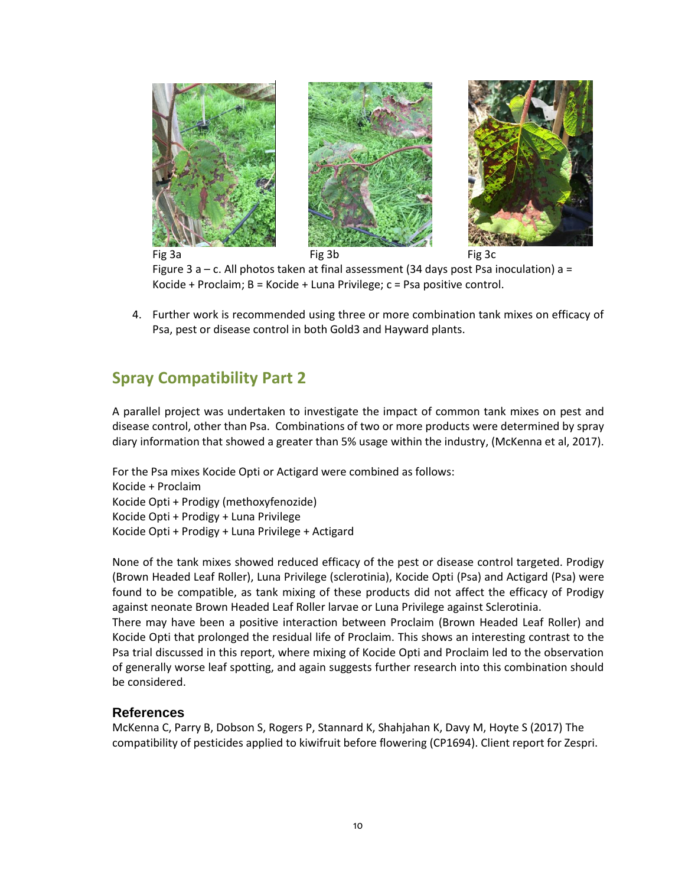Fig 3a

Fig 3b

Fig 3c

Figure 3 a – c. All photos taken at final assessment (34 days post Psa inoculation) a = Kocide + Proclaim; B = Kocide + Luna Privilege; c = Psa positive control.

4. Further work is recommended using three or more combination tank mixes on efficacy of Psa, pest or disease control in both Gold3 and Hayward plants.

## Spray Compatibility Part 2

A parallel project was undertaken to investigate the impact of common tank mixes on pest and disease control, other than Psa. Combinations of two or more products were determined by spray diary information that showed a greater than 5% usage within the industry, (McKenna et al, 2017).

For the Psa mixes Kocide Opti or Actigard were combined as follows:
Kocide + Proclaim
Kocide Opti + Prodigy (methoxyfenozide)
Kocide Opti + Prodigy + Luna Privilege
Kocide Opti + Prodigy + Luna Privilege + Actigard

None of the tank mixes showed reduced efficacy of the pest or disease control targeted. Prodigy (Brown Headed Leaf Roller), Luna Privilege (sclerotinia), Kocide Opti (Psa) and Actigard (Psa) were found to be compatible, as tank mixing of these products did not affect the efficacy of Prodigy against neonate Brown Headed Leaf Roller larvae or Luna Privilege against Sclerotinia.
There may have been a positive interaction between Proclaim (Brown Headed Leaf Roller) and Kocide Opti that prolonged the residual life of Proclaim. This shows an interesting contrast to the Psa trial discussed in this report, where mixing of Kocide Opti and Proclaim led to the observation of generally worse leaf spotting, and again suggests further research into this combination should be considered.

### References

McKenna C, Parry B, Dobson S, Rogers P, Stannard K, Shahjahan K, Davy M, Hoyte S (2017) The compatibility of pesticides applied to kiwifruit before flowering (CP1694). Client report for Zespri.